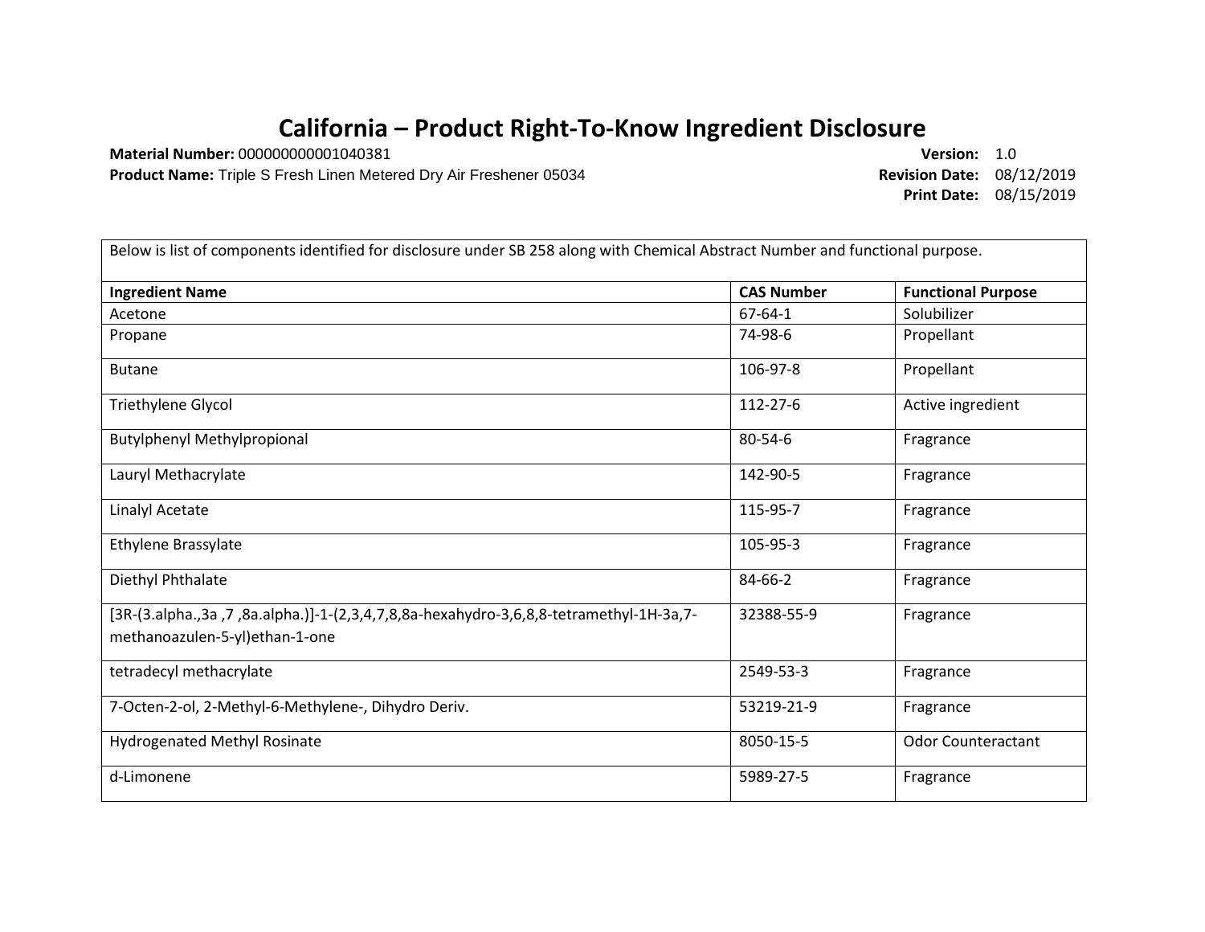# California – Product Right-To-Know Ingredient Disclosure

**Material Number:** 000000000001040381

**Product Name:** Triple S Fresh Linen Metered Dry Air Freshener 05034

**Version:** 1.0

**Revision Date:** 08/12/2019

**Print Date:** 08/15/2019

Below is list of components identified for disclosure under SB 258 along with Chemical Abstract Number and functional purpose.

| Ingredient Name | CAS Number | Functional Purpose |
|---|---|---|
| Acetone | 67-64-1 | Solubilizer |
| Propane | 74-98-6 | Propellant |
| Butane | 106-97-8 | Propellant |
| Triethylene Glycol | 112-27-6 | Active ingredient |
| Butylphenyl Methylpropional | 80-54-6 | Fragrance |
| Lauryl Methacrylate | 142-90-5 | Fragrance |
| Linalyl Acetate | 115-95-7 | Fragrance |
| Ethylene Brassylate | 105-95-3 | Fragrance |
| Diethyl Phthalate | 84-66-2 | Fragrance |
| [3R-(3.alpha.,3a ,7 ,8a.alpha.)]-1-(2,3,4,7,8,8a-hexahydro-3,6,8,8-tetramethyl-1H-3a,7-methanoazulen-5-yl)ethan-1-one | 32388-55-9 | Fragrance |
| tetradecyl methacrylate | 2549-53-3 | Fragrance |
| 7-Octen-2-ol, 2-Methyl-6-Methylene-, Dihydro Deriv. | 53219-21-9 | Fragrance |
| Hydrogenated Methyl Rosinate | 8050-15-5 | Odor Counteractant |
| d-Limonene | 5989-27-5 | Fragrance |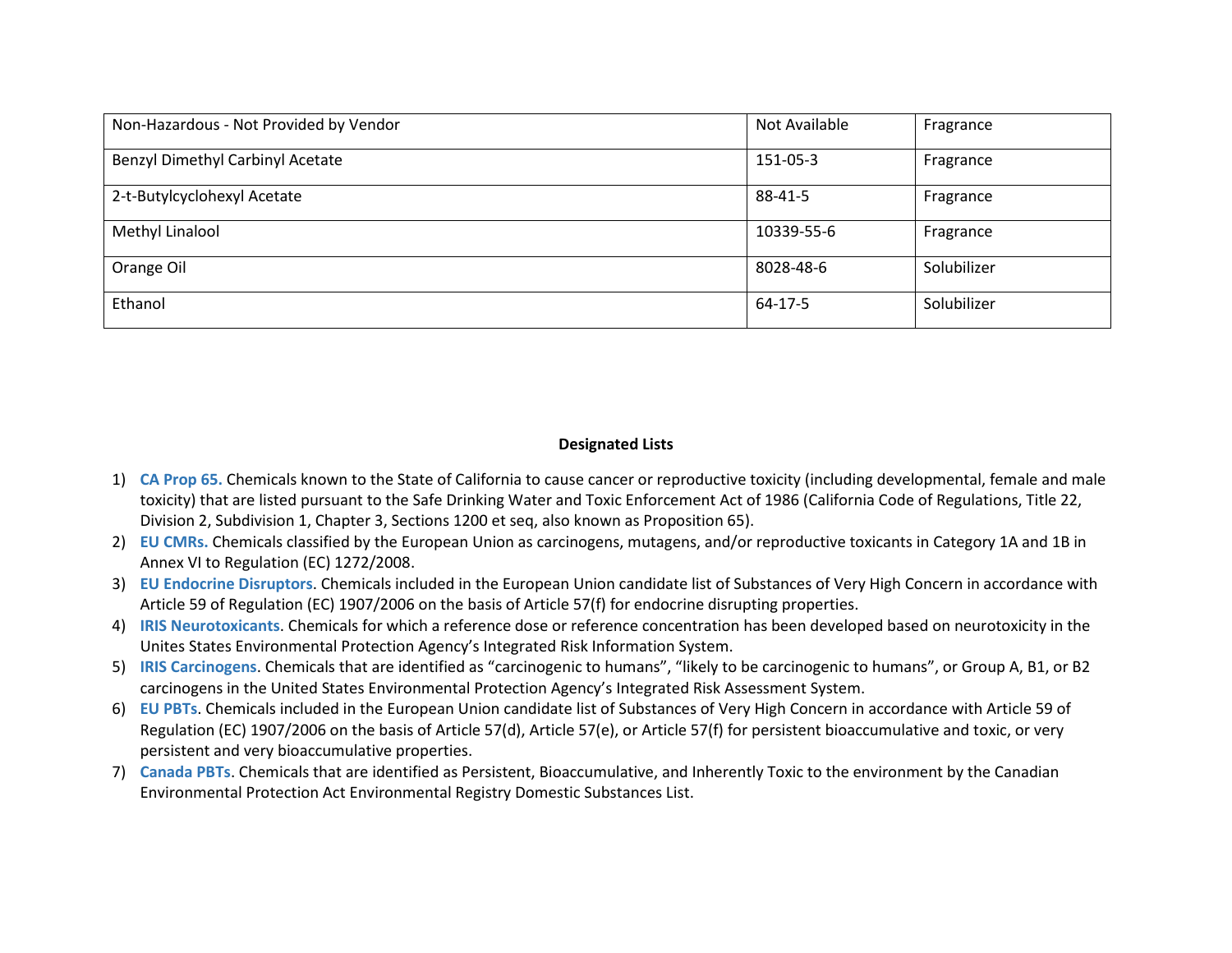| Non-Hazardous - Not Provided by Vendor | Not Available | Fragrance |
|---|---|---|
| Benzyl Dimethyl Carbinyl Acetate | 151-05-3 | Fragrance |
| 2-t-Butylcyclohexyl Acetate | 88-41-5 | Fragrance |
| Methyl Linalool | 10339-55-6 | Fragrance |
| Orange Oil | 8028-48-6 | Solubilizer |
| Ethanol | 64-17-5 | Solubilizer |

**Designated Lists**

1) **CA Prop 65.** Chemicals known to the State of California to cause cancer or reproductive toxicity (including developmental, female and male toxicity) that are listed pursuant to the Safe Drinking Water and Toxic Enforcement Act of 1986 (California Code of Regulations, Title 22, Division 2, Subdivision 1, Chapter 3, Sections 1200 et seq, also known as Proposition 65).
2) **EU CMRs.** Chemicals classified by the European Union as carcinogens, mutagens, and/or reproductive toxicants in Category 1A and 1B in Annex VI to Regulation (EC) 1272/2008.
3) **EU Endocrine Disruptors**. Chemicals included in the European Union candidate list of Substances of Very High Concern in accordance with Article 59 of Regulation (EC) 1907/2006 on the basis of Article 57(f) for endocrine disrupting properties.
4) **IRIS Neurotoxicants**. Chemicals for which a reference dose or reference concentration has been developed based on neurotoxicity in the Unites States Environmental Protection Agency's Integrated Risk Information System.
5) **IRIS Carcinogens**. Chemicals that are identified as "carcinogenic to humans", "likely to be carcinogenic to humans", or Group A, B1, or B2 carcinogens in the United States Environmental Protection Agency's Integrated Risk Assessment System.
6) **EU PBTs**. Chemicals included in the European Union candidate list of Substances of Very High Concern in accordance with Article 59 of Regulation (EC) 1907/2006 on the basis of Article 57(d), Article 57(e), or Article 57(f) for persistent bioaccumulative and toxic, or very persistent and very bioaccumulative properties.
7) **Canada PBTs**. Chemicals that are identified as Persistent, Bioaccumulative, and Inherently Toxic to the environment by the Canadian Environmental Protection Act Environmental Registry Domestic Substances List.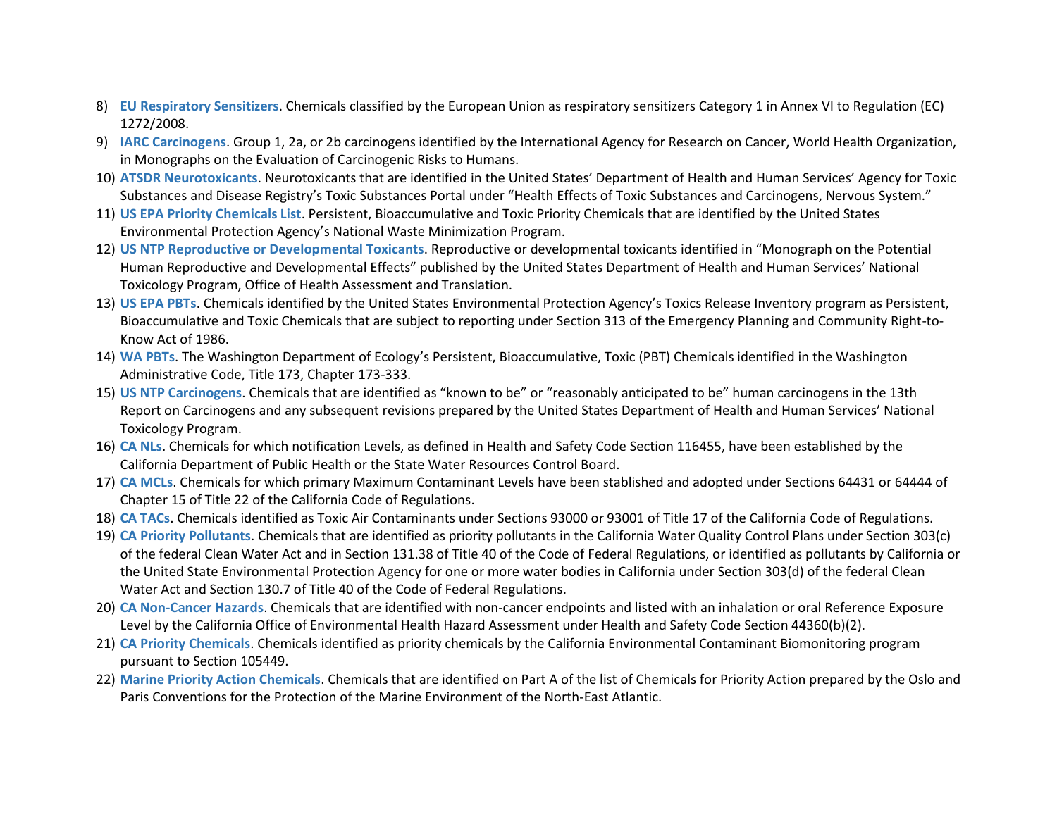8) **EU Respiratory Sensitizers**. Chemicals classified by the European Union as respiratory sensitizers Category 1 in Annex VI to Regulation (EC) 1272/2008.
9) **IARC Carcinogens**. Group 1, 2a, or 2b carcinogens identified by the International Agency for Research on Cancer, World Health Organization, in Monographs on the Evaluation of Carcinogenic Risks to Humans.
10) **ATSDR Neurotoxicants**. Neurotoxicants that are identified in the United States' Department of Health and Human Services' Agency for Toxic Substances and Disease Registry's Toxic Substances Portal under "Health Effects of Toxic Substances and Carcinogens, Nervous System."
11) **US EPA Priority Chemicals List**. Persistent, Bioaccumulative and Toxic Priority Chemicals that are identified by the United States Environmental Protection Agency's National Waste Minimization Program.
12) **US NTP Reproductive or Developmental Toxicants**. Reproductive or developmental toxicants identified in "Monograph on the Potential Human Reproductive and Developmental Effects" published by the United States Department of Health and Human Services' National Toxicology Program, Office of Health Assessment and Translation.
13) **US EPA PBTs**. Chemicals identified by the United States Environmental Protection Agency's Toxics Release Inventory program as Persistent, Bioaccumulative and Toxic Chemicals that are subject to reporting under Section 313 of the Emergency Planning and Community Right-to-Know Act of 1986.
14) **WA PBTs**. The Washington Department of Ecology's Persistent, Bioaccumulative, Toxic (PBT) Chemicals identified in the Washington Administrative Code, Title 173, Chapter 173-333.
15) **US NTP Carcinogens**. Chemicals that are identified as "known to be" or "reasonably anticipated to be" human carcinogens in the 13th Report on Carcinogens and any subsequent revisions prepared by the United States Department of Health and Human Services' National Toxicology Program.
16) **CA NLs**. Chemicals for which notification Levels, as defined in Health and Safety Code Section 116455, have been established by the California Department of Public Health or the State Water Resources Control Board.
17) **CA MCLs**. Chemicals for which primary Maximum Contaminant Levels have been stablished and adopted under Sections 64431 or 64444 of Chapter 15 of Title 22 of the California Code of Regulations.
18) **CA TACs**. Chemicals identified as Toxic Air Contaminants under Sections 93000 or 93001 of Title 17 of the California Code of Regulations.
19) **CA Priority Pollutants**. Chemicals that are identified as priority pollutants in the California Water Quality Control Plans under Section 303(c) of the federal Clean Water Act and in Section 131.38 of Title 40 of the Code of Federal Regulations, or identified as pollutants by California or the United State Environmental Protection Agency for one or more water bodies in California under Section 303(d) of the federal Clean Water Act and Section 130.7 of Title 40 of the Code of Federal Regulations.
20) **CA Non-Cancer Hazards**. Chemicals that are identified with non-cancer endpoints and listed with an inhalation or oral Reference Exposure Level by the California Office of Environmental Health Hazard Assessment under Health and Safety Code Section 44360(b)(2).
21) **CA Priority Chemicals**. Chemicals identified as priority chemicals by the California Environmental Contaminant Biomonitoring program pursuant to Section 105449.
22) **Marine Priority Action Chemicals**. Chemicals that are identified on Part A of the list of Chemicals for Priority Action prepared by the Oslo and Paris Conventions for the Protection of the Marine Environment of the North-East Atlantic.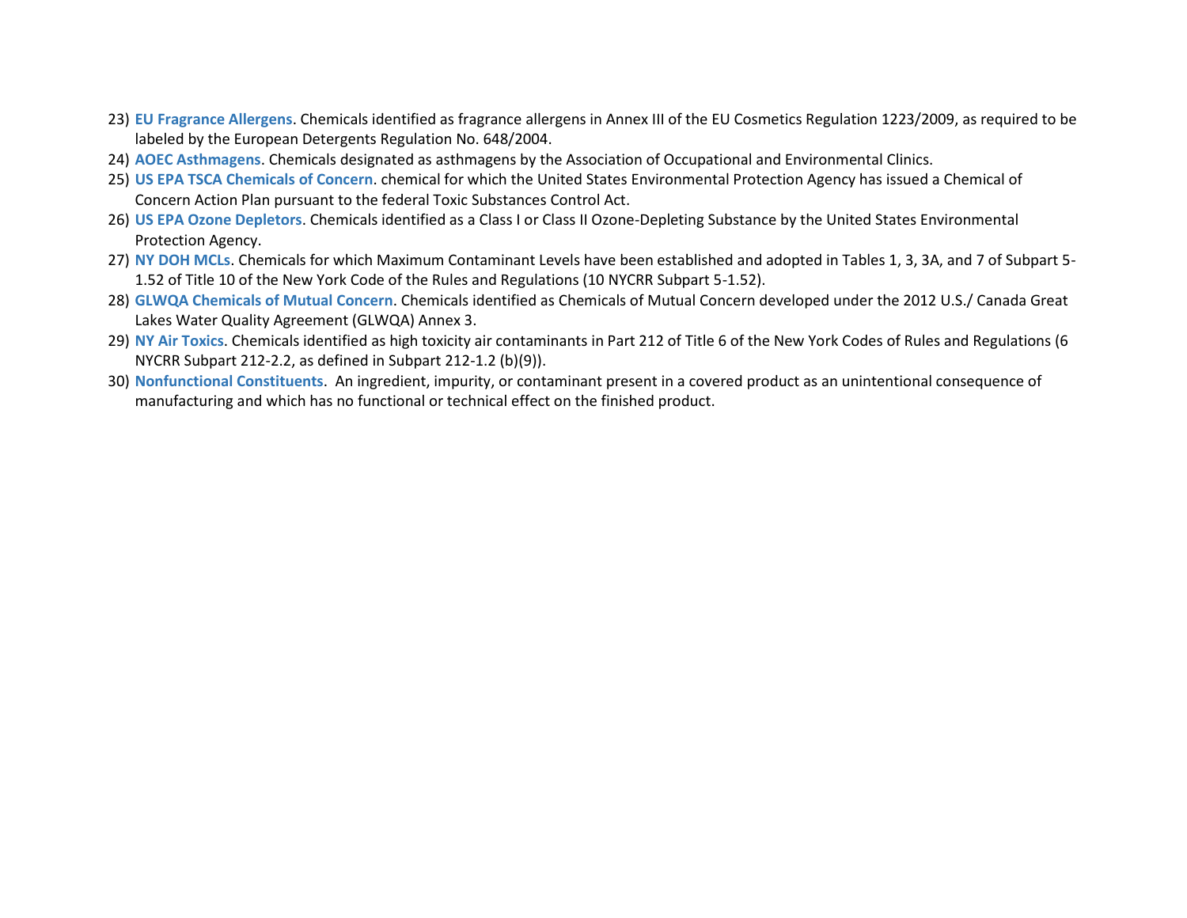23) **EU Fragrance Allergens**. Chemicals identified as fragrance allergens in Annex III of the EU Cosmetics Regulation 1223/2009, as required to be labeled by the European Detergents Regulation No. 648/2004.
24) **AOEC Asthmagens**. Chemicals designated as asthmagens by the Association of Occupational and Environmental Clinics.
25) **US EPA TSCA Chemicals of Concern**. chemical for which the United States Environmental Protection Agency has issued a Chemical of Concern Action Plan pursuant to the federal Toxic Substances Control Act.
26) **US EPA Ozone Depletors**. Chemicals identified as a Class I or Class II Ozone-Depleting Substance by the United States Environmental Protection Agency.
27) **NY DOH MCLs**. Chemicals for which Maximum Contaminant Levels have been established and adopted in Tables 1, 3, 3A, and 7 of Subpart 5-1.52 of Title 10 of the New York Code of the Rules and Regulations (10 NYCRR Subpart 5-1.52).
28) **GLWQA Chemicals of Mutual Concern**. Chemicals identified as Chemicals of Mutual Concern developed under the 2012 U.S./ Canada Great Lakes Water Quality Agreement (GLWQA) Annex 3.
29) **NY Air Toxics**. Chemicals identified as high toxicity air contaminants in Part 212 of Title 6 of the New York Codes of Rules and Regulations (6 NYCRR Subpart 212-2.2, as defined in Subpart 212-1.2 (b)(9)).
30) **Nonfunctional Constituents**. An ingredient, impurity, or contaminant present in a covered product as an unintentional consequence of manufacturing and which has no functional or technical effect on the finished product.